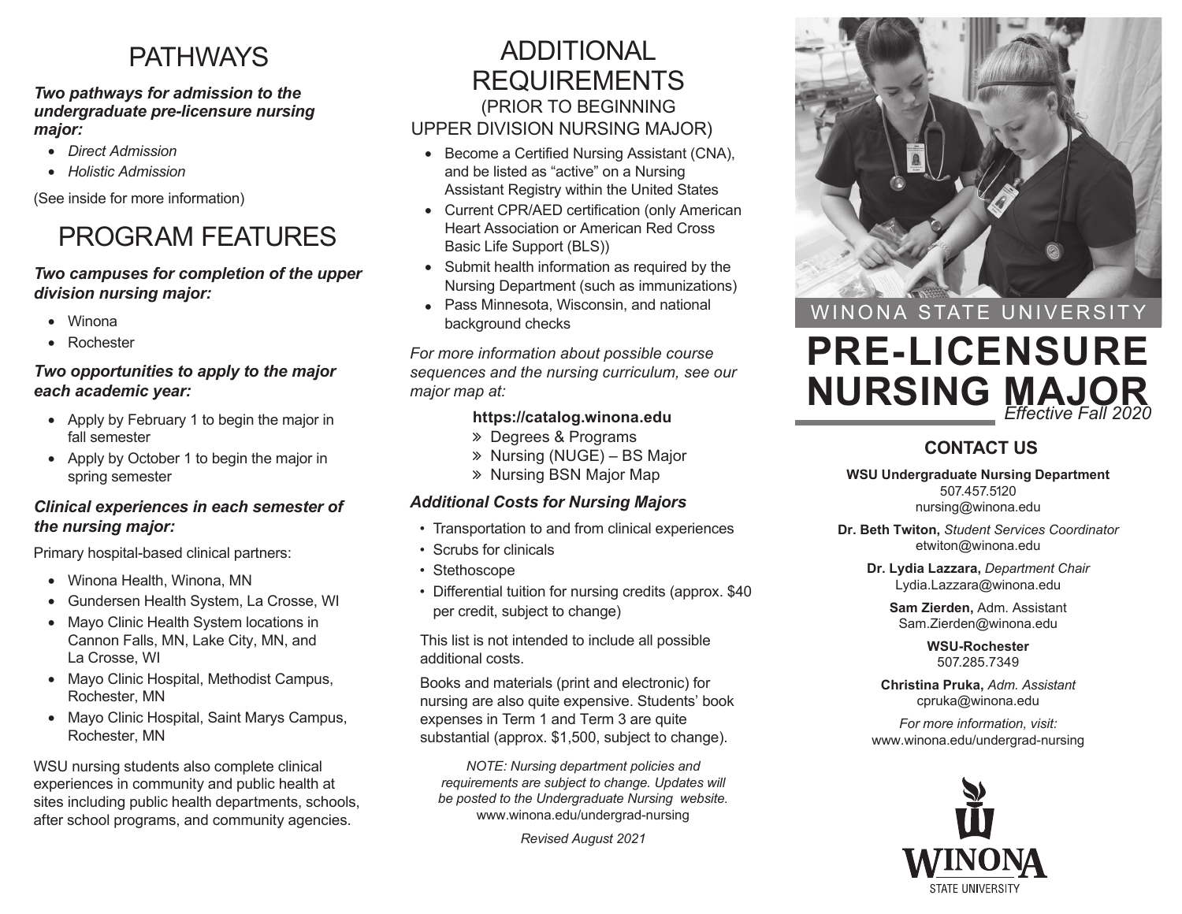# PATHWAYS

***Two pathways for admission to the undergraduate pre-licensure nursing major:***

- *Direct Admission*
- *Holistic Admission*

(See inside for more information)

# PROGRAM FEATURES

***Two campuses for completion of the upper division nursing major:***

- Winona
- Rochester

***Two opportunities to apply to the major each academic year:***

- Apply by February 1 to begin the major in fall semester
- Apply by October 1 to begin the major in spring semester

***Clinical experiences in each semester of the nursing major:***

Primary hospital-based clinical partners:

- Winona Health, Winona, MN
- Gundersen Health System, La Crosse, WI
- Mayo Clinic Health System locations in Cannon Falls, MN, Lake City, MN, and La Crosse, WI
- Mayo Clinic Hospital, Methodist Campus, Rochester, MN
- Mayo Clinic Hospital, Saint Marys Campus, Rochester, MN

WSU nursing students also complete clinical experiences in community and public health at sites including public health departments, schools, after school programs, and community agencies.

# ADDITIONAL REQUIREMENTS

## (PRIOR TO BEGINNING UPPER DIVISION NURSING MAJOR)

- Become a Certified Nursing Assistant (CNA), and be listed as "active" on a Nursing Assistant Registry within the United States
- Current CPR/AED certification (only American Heart Association or American Red Cross Basic Life Support (BLS))
- Submit health information as required by the Nursing Department (such as immunizations)
- Pass Minnesota, Wisconsin, and national background checks

*For more information about possible course sequences and the nursing curriculum, see our major map at:*

**https://catalog.winona.edu**

» Degrees & Programs
» Nursing (NUGE) – BS Major
» Nursing BSN Major Map

***Additional Costs for Nursing Majors***

- Transportation to and from clinical experiences
- Scrubs for clinicals
- Stethoscope
- Differential tuition for nursing credits (approx. $40 per credit, subject to change)

This list is not intended to include all possible additional costs.

Books and materials (print and electronic) for nursing are also quite expensive. Students' book expenses in Term 1 and Term 3 are quite substantial (approx. $1,500, subject to change).

*NOTE: Nursing department policies and requirements are subject to change. Updates will be posted to the Undergraduate Nursing website.*
www.winona.edu/undergrad-nursing

*Revised August 2021*

WINONA STATE UNIVERSITY

# PRE-LICENSURE NURSING MAJOR

*Effective Fall 2020*

## CONTACT US

**WSU Undergraduate Nursing Department**
507.457.5120
nursing@winona.edu

**Dr. Beth Twiton,** *Student Services Coordinator*
etwiton@winona.edu

**Dr. Lydia Lazzara,** *Department Chair*
Lydia.Lazzara@winona.edu

**Sam Zierden,** Adm. Assistant
Sam.Zierden@winona.edu

**WSU-Rochester**
507.285.7349

**Christina Pruka,** *Adm. Assistant*
cpruka@winona.edu

*For more information, visit:*
www.winona.edu/undergrad-nursing

WINONA STATE UNIVERSITY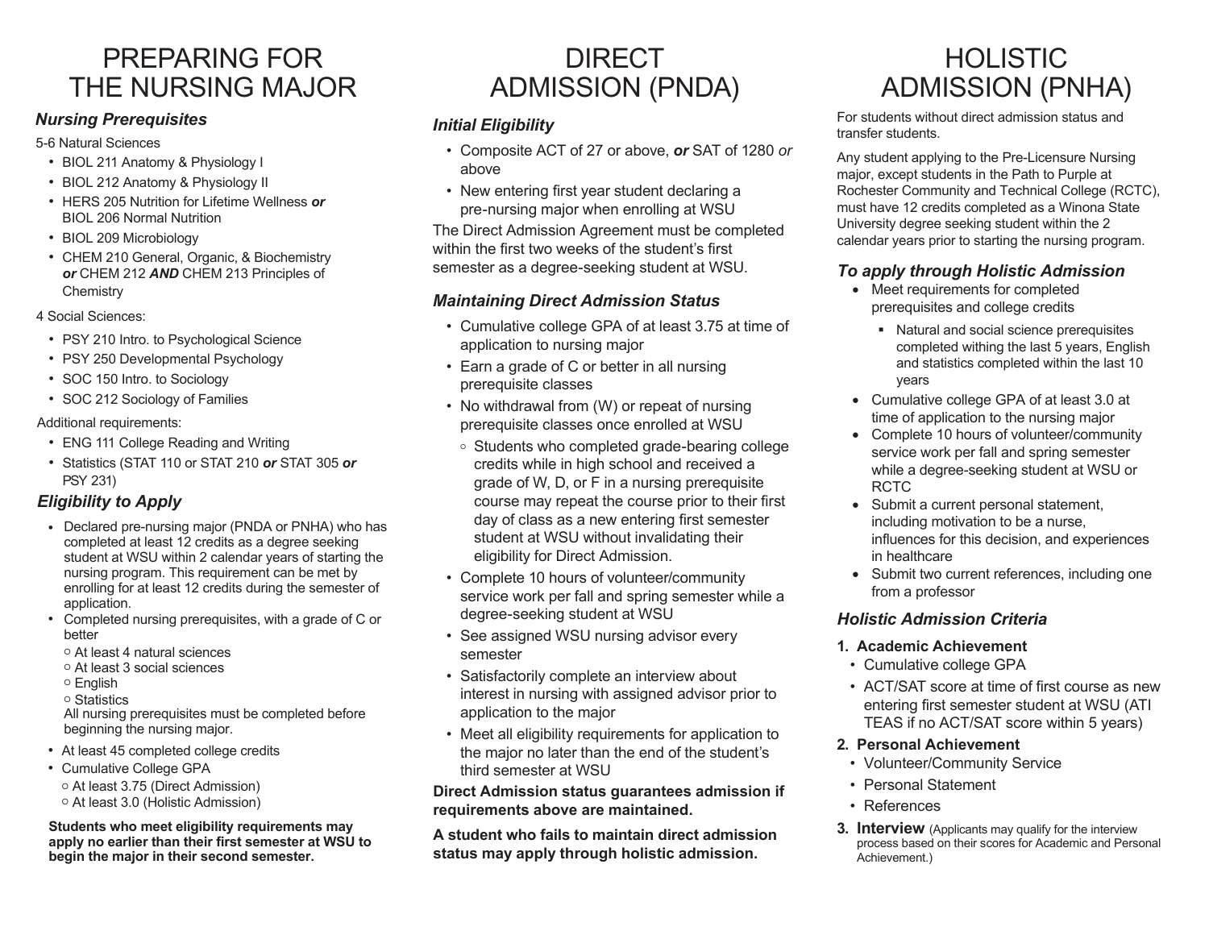# PREPARING FOR THE NURSING MAJOR

### *Nursing Prerequisites*

5-6 Natural Sciences

- BIOL 211 Anatomy & Physiology I
- BIOL 212 Anatomy & Physiology II
- HERS 205 Nutrition for Lifetime Wellness ***or*** BIOL 206 Normal Nutrition
- BIOL 209 Microbiology
- CHEM 210 General, Organic, & Biochemistry ***or*** CHEM 212 ***AND*** CHEM 213 Principles of Chemistry

4 Social Sciences:

- PSY 210 Intro. to Psychological Science
- PSY 250 Developmental Psychology
- SOC 150 Intro. to Sociology
- SOC 212 Sociology of Families

Additional requirements:

- ENG 111 College Reading and Writing
- Statistics (STAT 110 or STAT 210 ***or*** STAT 305 ***or*** PSY 231)

### *Eligibility to Apply*

- Declared pre-nursing major (PNDA or PNHA) who has completed at least 12 credits as a degree seeking student at WSU within 2 calendar years of starting the nursing program. This requirement can be met by enrolling for at least 12 credits during the semester of application.
- Completed nursing prerequisites, with a grade of C or better
  - At least 4 natural sciences
  - At least 3 social sciences
  - English
  - Statistics

  All nursing prerequisites must be completed before beginning the nursing major.
- At least 45 completed college credits
- Cumulative College GPA
  - At least 3.75 (Direct Admission)
  - At least 3.0 (Holistic Admission)

**Students who meet eligibility requirements may apply no earlier than their first semester at WSU to begin the major in their second semester.**

# DIRECT ADMISSION (PNDA)

### *Initial Eligibility*

- Composite ACT of 27 or above, ***or*** SAT of 1280 *or* above
- New entering first year student declaring a pre-nursing major when enrolling at WSU

The Direct Admission Agreement must be completed within the first two weeks of the student's first semester as a degree-seeking student at WSU.

### *Maintaining Direct Admission Status*

- Cumulative college GPA of at least 3.75 at time of application to nursing major
- Earn a grade of C or better in all nursing prerequisite classes
- No withdrawal from (W) or repeat of nursing prerequisite classes once enrolled at WSU
  - Students who completed grade-bearing college credits while in high school and received a grade of W, D, or F in a nursing prerequisite course may repeat the course prior to their first day of class as a new entering first semester student at WSU without invalidating their eligibility for Direct Admission.
- Complete 10 hours of volunteer/community service work per fall and spring semester while a degree-seeking student at WSU
- See assigned WSU nursing advisor every semester
- Satisfactorily complete an interview about interest in nursing with assigned advisor prior to application to the major
- Meet all eligibility requirements for application to the major no later than the end of the student's third semester at WSU

**Direct Admission status guarantees admission if requirements above are maintained.**

**A student who fails to maintain direct admission status may apply through holistic admission.**

# HOLISTIC ADMISSION (PNHA)

For students without direct admission status and transfer students.

Any student applying to the Pre-Licensure Nursing major, except students in the Path to Purple at Rochester Community and Technical College (RCTC), must have 12 credits completed as a Winona State University degree seeking student within the 2 calendar years prior to starting the nursing program.

### *To apply through Holistic Admission*

- Meet requirements for completed prerequisites and college credits
  - Natural and social science prerequisites completed withing the last 5 years, English and statistics completed within the last 10 years
- Cumulative college GPA of at least 3.0 at time of application to the nursing major
- Complete 10 hours of volunteer/community service work per fall and spring semester while a degree-seeking student at WSU or RCTC
- Submit a current personal statement, including motivation to be a nurse, influences for this decision, and experiences in healthcare
- Submit two current references, including one from a professor

### *Holistic Admission Criteria*

1. **Academic Achievement**
   - Cumulative college GPA
   - ACT/SAT score at time of first course as new entering first semester student at WSU (ATI TEAS if no ACT/SAT score within 5 years)
2. **Personal Achievement**
   - Volunteer/Community Service
   - Personal Statement
   - References
3. **Interview** (Applicants may qualify for the interview process based on their scores for Academic and Personal Achievement.)